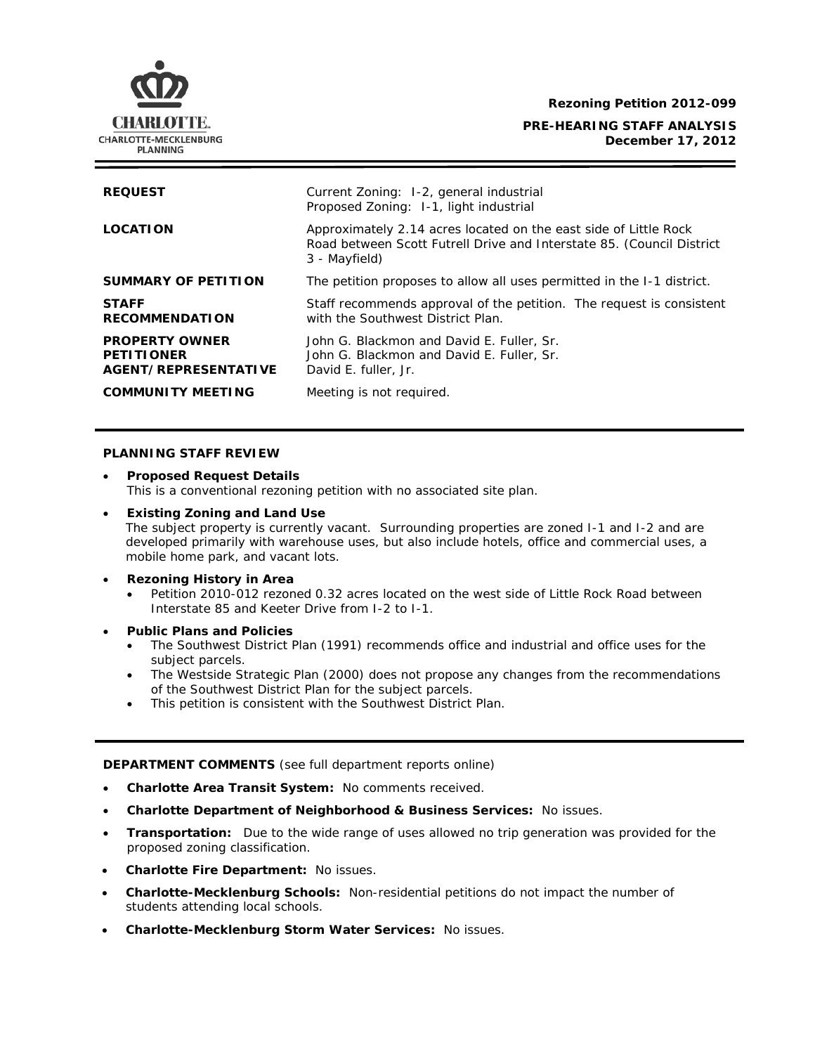**Rezoning Petition 2012-099**

**PRE-HEARING STAFF ANALYSIS**
**December 17, 2012**

| | |
|---|---|
| **REQUEST** | Current Zoning: I-2, general industrial<br>Proposed Zoning: I-1, light industrial |
| **LOCATION** | Approximately 2.14 acres located on the east side of Little Rock Road between Scott Futrell Drive and Interstate 85. (Council District 3 - Mayfield) |
| **SUMMARY OF PETITION** | The petition proposes to allow all uses permitted in the I-1 district. |
| **STAFF RECOMMENDATION** | Staff recommends approval of the petition. The request is consistent with the Southwest District Plan. |
| **PROPERTY OWNER**<br>**PETITIONER**<br>**AGENT/REPRESENTATIVE** | John G. Blackmon and David E. Fuller, Sr.<br>John G. Blackmon and David E. Fuller, Sr.<br>David E. fuller, Jr. |
| **COMMUNITY MEETING** | Meeting is not required. |

## PLANNING STAFF REVIEW

- **Proposed Request Details**
  This is a conventional rezoning petition with no associated site plan.

- **Existing Zoning and Land Use**
  The subject property is currently vacant. Surrounding properties are zoned I-1 and I-2 and are developed primarily with warehouse uses, but also include hotels, office and commercial uses, a mobile home park, and vacant lots.

- **Rezoning History in Area**
  - Petition 2010-012 rezoned 0.32 acres located on the west side of Little Rock Road between Interstate 85 and Keeter Drive from I-2 to I-1.

- **Public Plans and Policies**
  - The Southwest District Plan (1991) recommends office and industrial and office uses for the subject parcels.
  - The Westside Strategic Plan (2000) does not propose any changes from the recommendations of the Southwest District Plan for the subject parcels.
  - This petition is consistent with the Southwest District Plan.

## DEPARTMENT COMMENTS (see full department reports online)

- **Charlotte Area Transit System:** No comments received.
- **Charlotte Department of Neighborhood & Business Services:** No issues.
- **Transportation:** Due to the wide range of uses allowed no trip generation was provided for the proposed zoning classification.
- **Charlotte Fire Department:** No issues.
- **Charlotte-Mecklenburg Schools:** Non-residential petitions do not impact the number of students attending local schools.
- **Charlotte-Mecklenburg Storm Water Services:** No issues.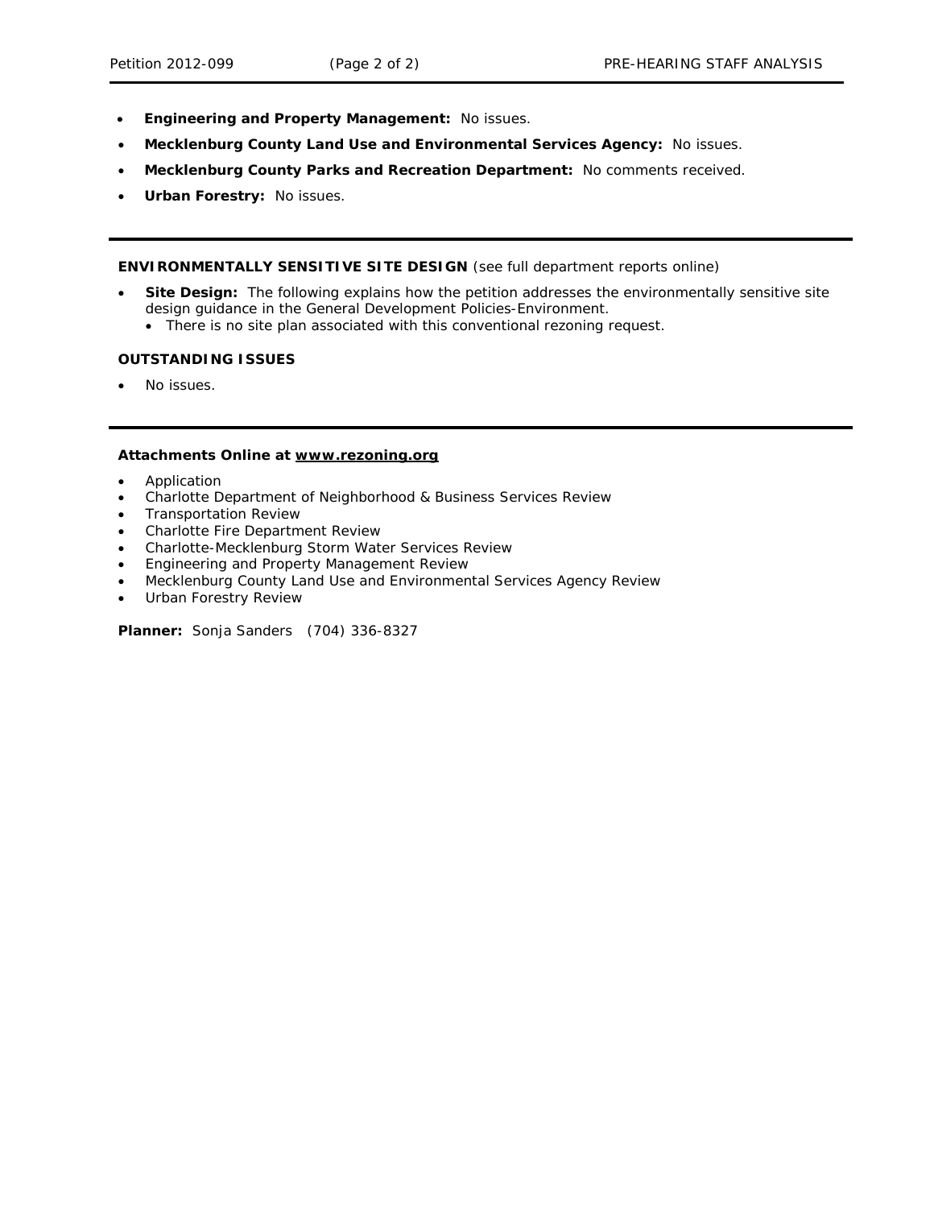- **Engineering and Property Management:** No issues.
- **Mecklenburg County Land Use and Environmental Services Agency:** No issues.
- **Mecklenburg County Parks and Recreation Department:** No comments received.
- **Urban Forestry:** No issues.

**ENVIRONMENTALLY SENSITIVE SITE DESIGN** (see full department reports online)

- **Site Design:** The following explains how the petition addresses the environmentally sensitive site design guidance in the General Development Policies-Environment.
  - There is no site plan associated with this conventional rezoning request.

**OUTSTANDING ISSUES**

- No issues.

**Attachments Online at [www.rezoning.org](www.rezoning.org)**

- Application
- Charlotte Department of Neighborhood & Business Services Review
- Transportation Review
- Charlotte Fire Department Review
- Charlotte-Mecklenburg Storm Water Services Review
- Engineering and Property Management Review
- Mecklenburg County Land Use and Environmental Services Agency Review
- Urban Forestry Review

**Planner:** Sonja Sanders (704) 336-8327